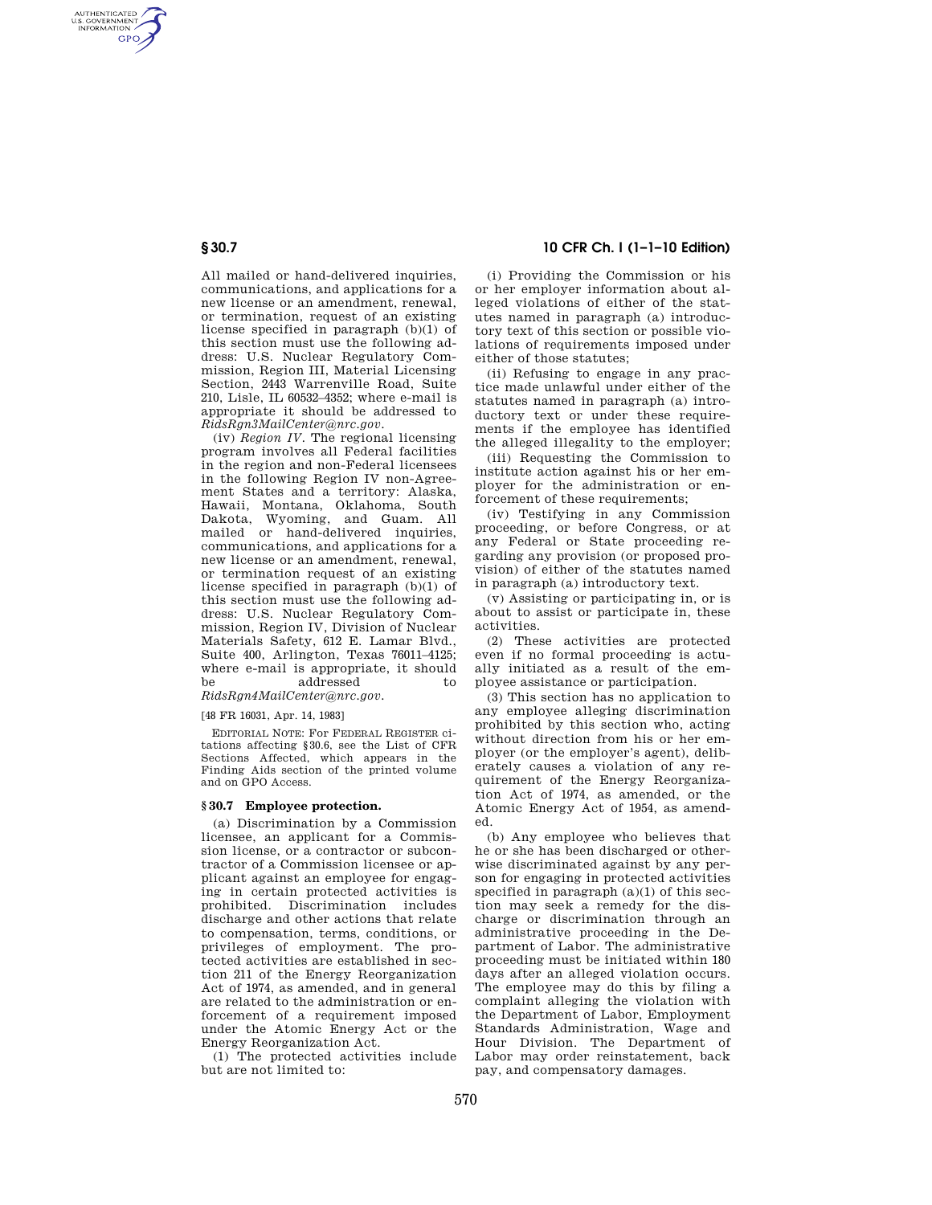All mailed or hand-delivered inquiries, communications, and applications for a new license or an amendment, renewal, or termination, request of an existing license specified in paragraph (b)(1) of this section must use the following address: U.S. Nuclear Regulatory Commission, Region III, Material Licensing Section, 2443 Warrenville Road, Suite 210, Lisle, IL 60532–4352; where e-mail is appropriate it should be addressed to *RidsRgn3MailCenter@nrc.gov*.

(iv) *Region IV*. The regional licensing program involves all Federal facilities in the region and non-Federal licensees in the following Region IV non-Agreement States and a territory: Alaska, Hawaii, Montana, Oklahoma, South Dakota, Wyoming, and Guam. All mailed or hand-delivered inquiries, communications, and applications for a new license or an amendment, renewal, or termination request of an existing license specified in paragraph (b)(1) of this section must use the following address: U.S. Nuclear Regulatory Commission, Region IV, Division of Nuclear Materials Safety, 612 E. Lamar Blvd., Suite 400, Arlington, Texas 76011–4125; where e-mail is appropriate, it should be addressed to *RidsRgn4MailCenter@nrc.gov*.

[48 FR 16031, Apr. 14, 1983]

EDITORIAL NOTE: For FEDERAL REGISTER citations affecting §30.6, see the List of CFR Sections Affected, which appears in the Finding Aids section of the printed volume and on GPO Access.

## § 30.7 Employee protection.

(a) Discrimination by a Commission licensee, an applicant for a Commission license, or a contractor or subcontractor of a Commission licensee or applicant against an employee for engaging in certain protected activities is prohibited. Discrimination includes discharge and other actions that relate to compensation, terms, conditions, or privileges of employment. The protected activities are established in section 211 of the Energy Reorganization Act of 1974, as amended, and in general are related to the administration or enforcement of a requirement imposed under the Atomic Energy Act or the Energy Reorganization Act.

(1) The protected activities include but are not limited to:

(i) Providing the Commission or his or her employer information about alleged violations of either of the statutes named in paragraph (a) introductory text of this section or possible violations of requirements imposed under either of those statutes;

(ii) Refusing to engage in any practice made unlawful under either of the statutes named in paragraph (a) introductory text or under these requirements if the employee has identified the alleged illegality to the employer;

(iii) Requesting the Commission to institute action against his or her employer for the administration or enforcement of these requirements;

(iv) Testifying in any Commission proceeding, or before Congress, or at any Federal or State proceeding regarding any provision (or proposed provision) of either of the statutes named in paragraph (a) introductory text.

(v) Assisting or participating in, or is about to assist or participate in, these activities.

(2) These activities are protected even if no formal proceeding is actually initiated as a result of the employee assistance or participation.

(3) This section has no application to any employee alleging discrimination prohibited by this section who, acting without direction from his or her employer (or the employer's agent), deliberately causes a violation of any requirement of the Energy Reorganization Act of 1974, as amended, or the Atomic Energy Act of 1954, as amended.

(b) Any employee who believes that he or she has been discharged or otherwise discriminated against by any person for engaging in protected activities specified in paragraph (a)(1) of this section may seek a remedy for the discharge or discrimination through an administrative proceeding in the Department of Labor. The administrative proceeding must be initiated within 180 days after an alleged violation occurs. The employee may do this by filing a complaint alleging the violation with the Department of Labor, Employment Standards Administration, Wage and Hour Division. The Department of Labor may order reinstatement, back pay, and compensatory damages.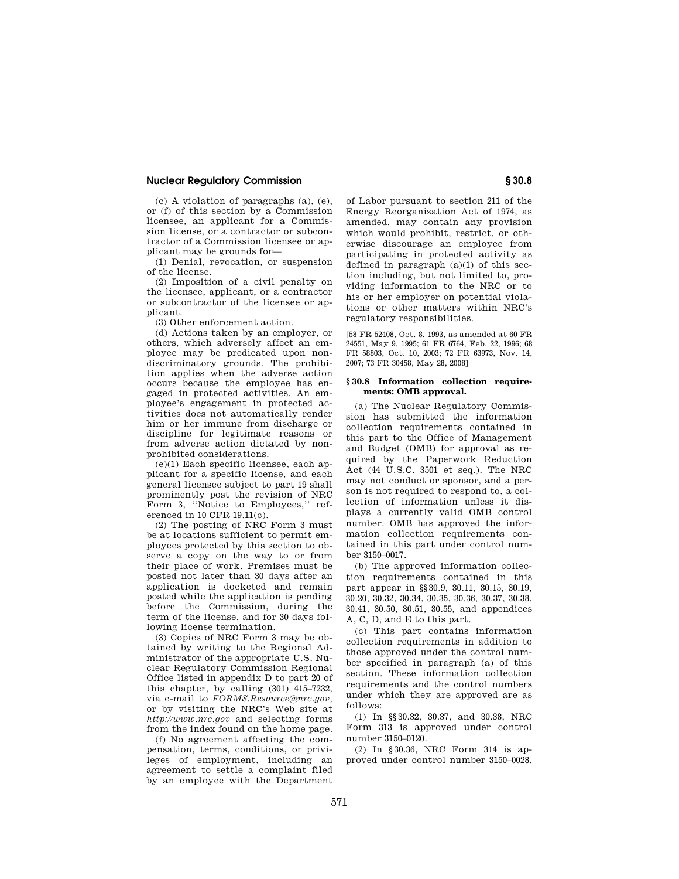(c) A violation of paragraphs (a), (e), or (f) of this section by a Commission licensee, an applicant for a Commission license, or a contractor or subcontractor of a Commission licensee or applicant may be grounds for—

(1) Denial, revocation, or suspension of the license.

(2) Imposition of a civil penalty on the licensee, applicant, or a contractor or subcontractor of the licensee or applicant.

(3) Other enforcement action.

(d) Actions taken by an employer, or others, which adversely affect an employee may be predicated upon nondiscriminatory grounds. The prohibition applies when the adverse action occurs because the employee has engaged in protected activities. An employee's engagement in protected activities does not automatically render him or her immune from discharge or discipline for legitimate reasons or from adverse action dictated by nonprohibited considerations.

(e)(1) Each specific licensee, each applicant for a specific license, and each general licensee subject to part 19 shall prominently post the revision of NRC Form 3, "Notice to Employees," referenced in 10 CFR 19.11(c).

(2) The posting of NRC Form 3 must be at locations sufficient to permit employees protected by this section to observe a copy on the way to or from their place of work. Premises must be posted not later than 30 days after an application is docketed and remain posted while the application is pending before the Commission, during the term of the license, and for 30 days following license termination.

(3) Copies of NRC Form 3 may be obtained by writing to the Regional Administrator of the appropriate U.S. Nuclear Regulatory Commission Regional Office listed in appendix D to part 20 of this chapter, by calling (301) 415–7232, via e-mail to *FORMS.Resource@nrc.gov*, or by visiting the NRC's Web site at *http://www.nrc.gov* and selecting forms from the index found on the home page.

(f) No agreement affecting the compensation, terms, conditions, or privileges of employment, including an agreement to settle a complaint filed by an employee with the Department of Labor pursuant to section 211 of the Energy Reorganization Act of 1974, as amended, may contain any provision which would prohibit, restrict, or otherwise discourage an employee from participating in protected activity as defined in paragraph (a)(1) of this section including, but not limited to, providing information to the NRC or to his or her employer on potential violations or other matters within NRC's regulatory responsibilities.

[58 FR 52408, Oct. 8, 1993, as amended at 60 FR 24551, May 9, 1995; 61 FR 6764, Feb. 22, 1996; 68 FR 58803, Oct. 10, 2003; 72 FR 63973, Nov. 14, 2007; 73 FR 30458, May 28, 2008]

### § 30.8 Information collection requirements: OMB approval.

(a) The Nuclear Regulatory Commission has submitted the information collection requirements contained in this part to the Office of Management and Budget (OMB) for approval as required by the Paperwork Reduction Act (44 U.S.C. 3501 et seq.). The NRC may not conduct or sponsor, and a person is not required to respond to, a collection of information unless it displays a currently valid OMB control number. OMB has approved the information collection requirements contained in this part under control number 3150–0017.

(b) The approved information collection requirements contained in this part appear in §§ 30.9, 30.11, 30.15, 30.19, 30.20, 30.32, 30.34, 30.35, 30.36, 30.37, 30.38, 30.41, 30.50, 30.51, 30.55, and appendices A, C, D, and E to this part.

(c) This part contains information collection requirements in addition to those approved under the control number specified in paragraph (a) of this section. These information collection requirements and the control numbers under which they are approved are as follows:

(1) In §§ 30.32, 30.37, and 30.38, NRC Form 313 is approved under control number 3150–0120.

(2) In § 30.36, NRC Form 314 is approved under control number 3150–0028.